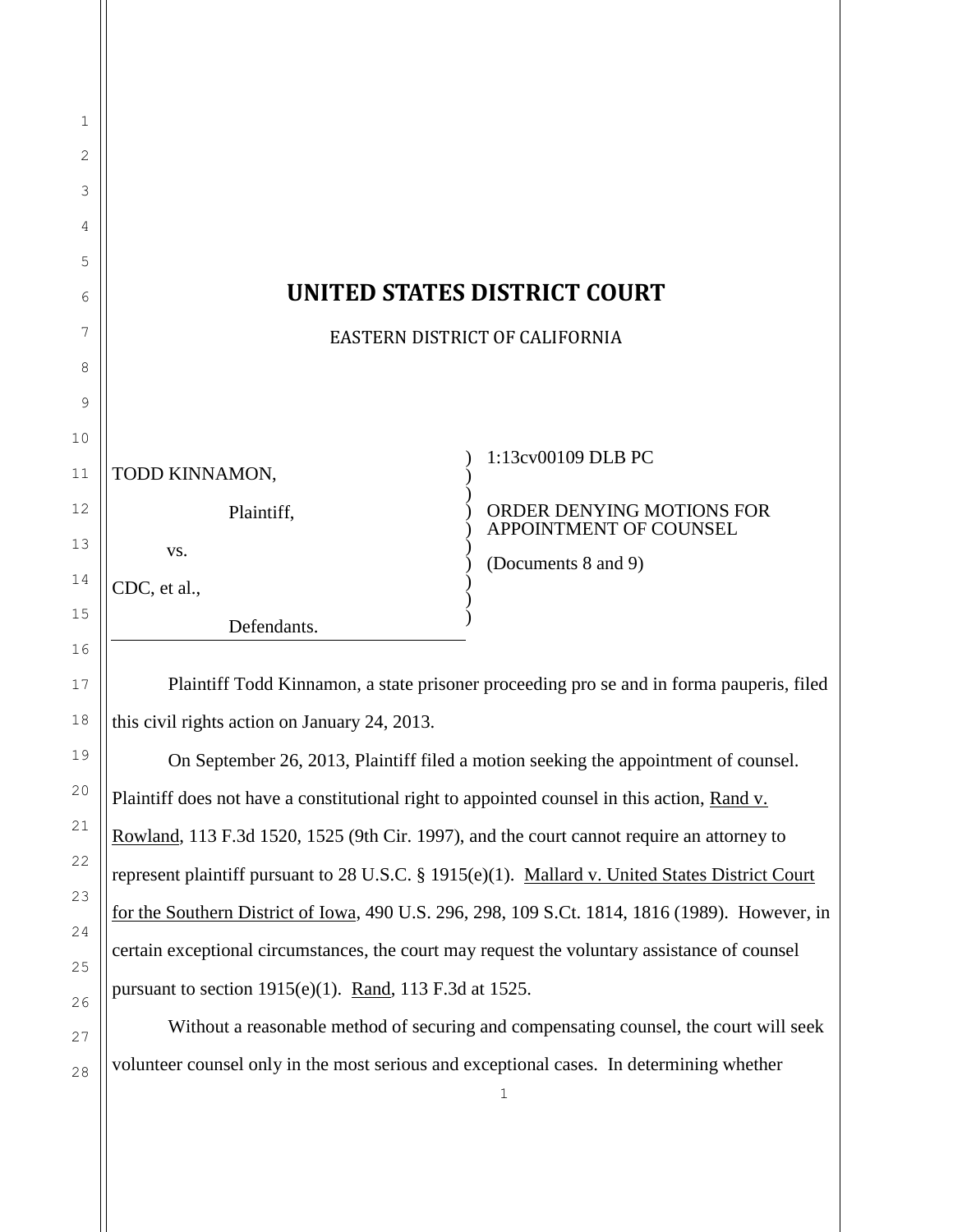# UNITED STATES DISTRICT COURT

EASTERN DISTRICT OF CALIFORNIA

| | |
|---|---|
| TODD KINNAMON,<br><br>Plaintiff,<br><br>vs.<br><br>CDC, et al.,<br><br>Defendants. | 1:13cv00109 DLB PC<br><br>ORDER DENYING MOTIONS FOR APPOINTMENT OF COUNSEL<br><br>(Documents 8 and 9) |

Plaintiff Todd Kinnamon, a state prisoner proceeding pro se and in forma pauperis, filed this civil rights action on January 24, 2013.

On September 26, 2013, Plaintiff filed a motion seeking the appointment of counsel. Plaintiff does not have a constitutional right to appointed counsel in this action, Rand v. Rowland, 113 F.3d 1520, 1525 (9th Cir. 1997), and the court cannot require an attorney to represent plaintiff pursuant to 28 U.S.C. § 1915(e)(1). Mallard v. United States District Court for the Southern District of Iowa, 490 U.S. 296, 298, 109 S.Ct. 1814, 1816 (1989). However, in certain exceptional circumstances, the court may request the voluntary assistance of counsel pursuant to section 1915(e)(1). Rand, 113 F.3d at 1525.

Without a reasonable method of securing and compensating counsel, the court will seek volunteer counsel only in the most serious and exceptional cases. In determining whether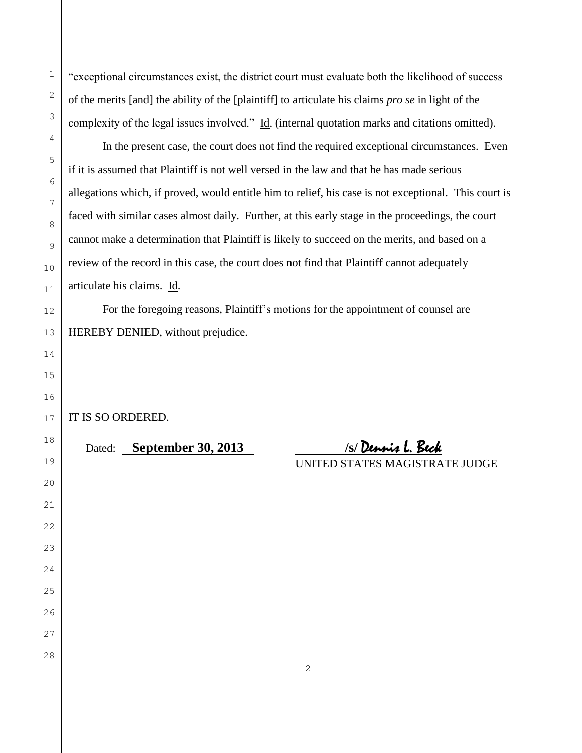"exceptional circumstances exist, the district court must evaluate both the likelihood of success of the merits [and] the ability of the [plaintiff] to articulate his claims *pro se* in light of the complexity of the legal issues involved." Id. (internal quotation marks and citations omitted).

In the present case, the court does not find the required exceptional circumstances. Even if it is assumed that Plaintiff is not well versed in the law and that he has made serious allegations which, if proved, would entitle him to relief, his case is not exceptional. This court is faced with similar cases almost daily. Further, at this early stage in the proceedings, the court cannot make a determination that Plaintiff is likely to succeed on the merits, and based on a review of the record in this case, the court does not find that Plaintiff cannot adequately articulate his claims. Id.

For the foregoing reasons, Plaintiff's motions for the appointment of counsel are HEREBY DENIED, without prejudice.

IT IS SO ORDERED.

Dated: **September 30, 2013**

**/s/** *Dennis L. Beck*
UNITED STATES MAGISTRATE JUDGE